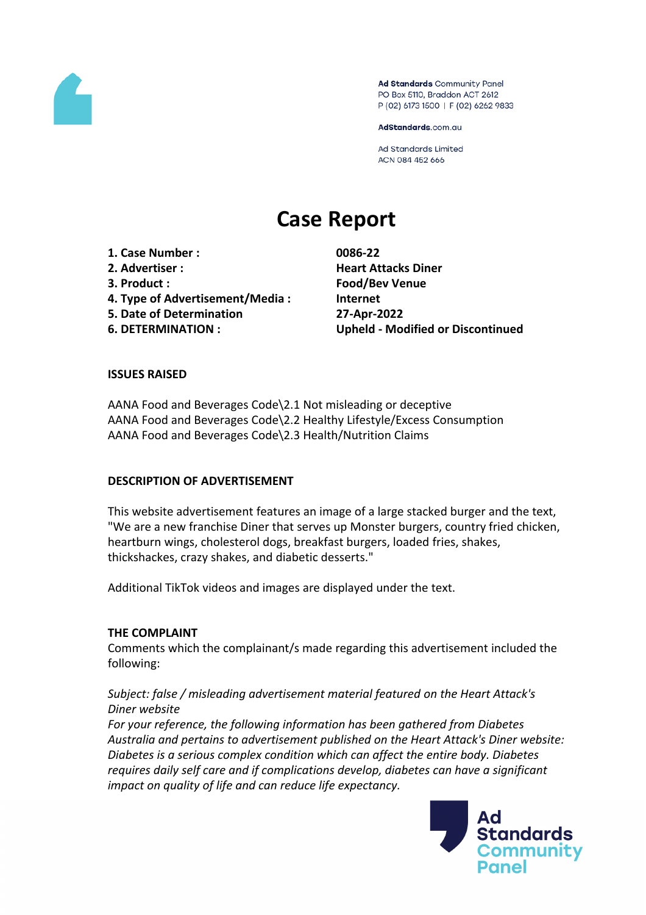Ad Standards Community Panel
PO Box 5110, Braddon ACT 2612
P (02) 6173 1500 | F (02) 6262 9833

AdStandards.com.au

Ad Standards Limited
ACN 084 452 666

# Case Report

| | |
|---|---|
| **1. Case Number :** | **0086-22** |
| **2. Advertiser :** | **Heart Attacks Diner** |
| **3. Product :** | **Food/Bev Venue** |
| **4. Type of Advertisement/Media :** | **Internet** |
| **5. Date of Determination** | **27-Apr-2022** |
| **6. DETERMINATION :** | **Upheld - Modified or Discontinued** |

## ISSUES RAISED

AANA Food and Beverages Code\2.1 Not misleading or deceptive
AANA Food and Beverages Code\2.2 Healthy Lifestyle/Excess Consumption
AANA Food and Beverages Code\2.3 Health/Nutrition Claims

## DESCRIPTION OF ADVERTISEMENT

This website advertisement features an image of a large stacked burger and the text, "We are a new franchise Diner that serves up Monster burgers, country fried chicken, heartburn wings, cholesterol dogs, breakfast burgers, loaded fries, shakes, thickshackes, crazy shakes, and diabetic desserts."

Additional TikTok videos and images are displayed under the text.

## THE COMPLAINT

Comments which the complainant/s made regarding this advertisement included the following:

*Subject: false / misleading advertisement material featured on the Heart Attack's Diner website*
*For your reference, the following information has been gathered from Diabetes Australia and pertains to advertisement published on the Heart Attack's Diner website: Diabetes is a serious complex condition which can affect the entire body. Diabetes requires daily self care and if complications develop, diabetes can have a significant impact on quality of life and can reduce life expectancy.*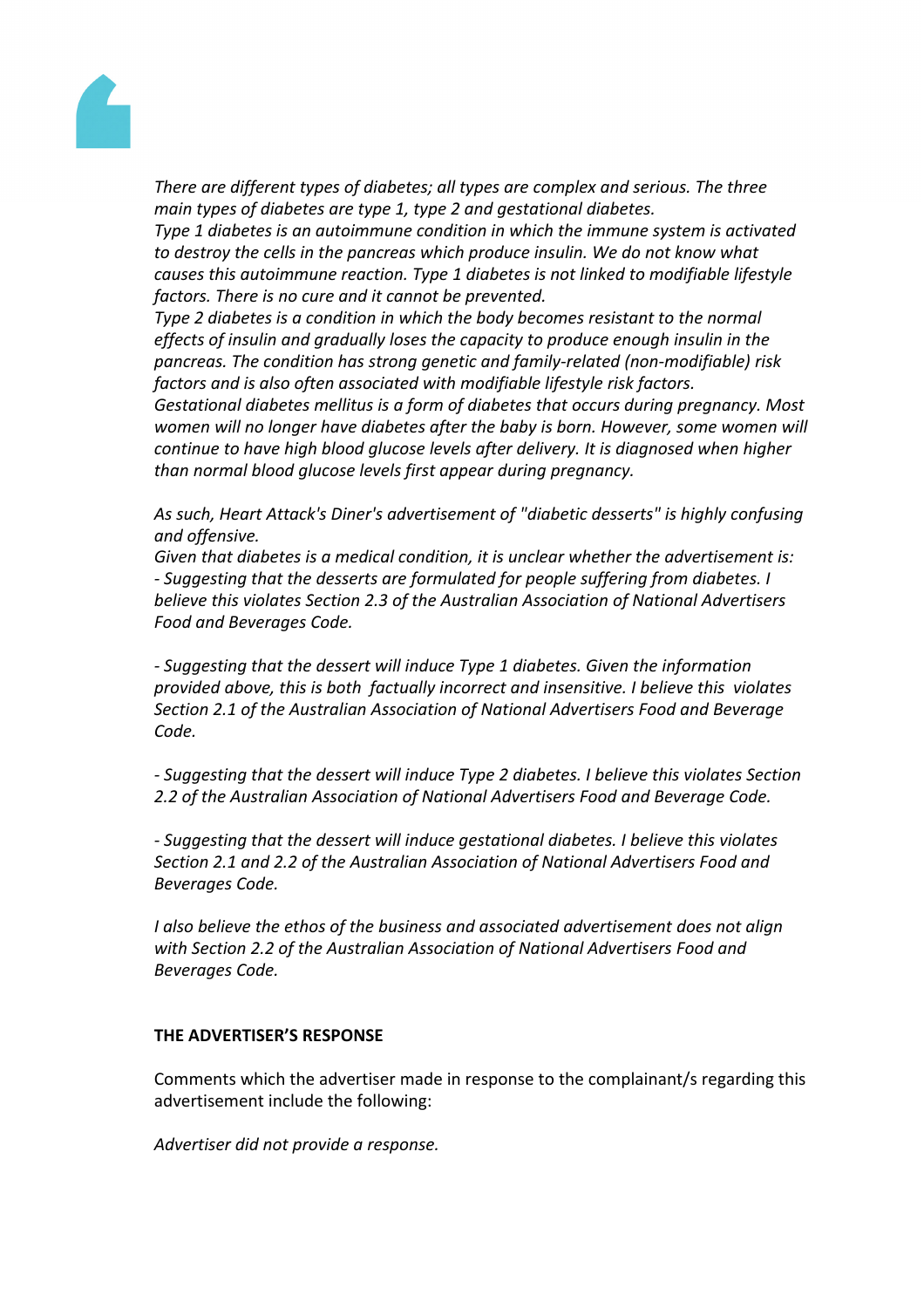*There are different types of diabetes; all types are complex and serious. The three main types of diabetes are type 1, type 2 and gestational diabetes.*
*Type 1 diabetes is an autoimmune condition in which the immune system is activated to destroy the cells in the pancreas which produce insulin. We do not know what causes this autoimmune reaction. Type 1 diabetes is not linked to modifiable lifestyle factors. There is no cure and it cannot be prevented.*
*Type 2 diabetes is a condition in which the body becomes resistant to the normal effects of insulin and gradually loses the capacity to produce enough insulin in the pancreas. The condition has strong genetic and family-related (non-modifiable) risk factors and is also often associated with modifiable lifestyle risk factors.*
*Gestational diabetes mellitus is a form of diabetes that occurs during pregnancy. Most women will no longer have diabetes after the baby is born. However, some women will continue to have high blood glucose levels after delivery. It is diagnosed when higher than normal blood glucose levels first appear during pregnancy.*

*As such, Heart Attack's Diner's advertisement of "diabetic desserts" is highly confusing and offensive.*
*Given that diabetes is a medical condition, it is unclear whether the advertisement is:*
*- Suggesting that the desserts are formulated for people suffering from diabetes. I believe this violates Section 2.3 of the Australian Association of National Advertisers Food and Beverages Code.*

*- Suggesting that the dessert will induce Type 1 diabetes. Given the information provided above, this is both factually incorrect and insensitive. I believe this violates Section 2.1 of the Australian Association of National Advertisers Food and Beverage Code.*

*- Suggesting that the dessert will induce Type 2 diabetes. I believe this violates Section 2.2 of the Australian Association of National Advertisers Food and Beverage Code.*

*- Suggesting that the dessert will induce gestational diabetes. I believe this violates Section 2.1 and 2.2 of the Australian Association of National Advertisers Food and Beverages Code.*

*I also believe the ethos of the business and associated advertisement does not align with Section 2.2 of the Australian Association of National Advertisers Food and Beverages Code.*

**THE ADVERTISER'S RESPONSE**

Comments which the advertiser made in response to the complainant/s regarding this advertisement include the following:

*Advertiser did not provide a response.*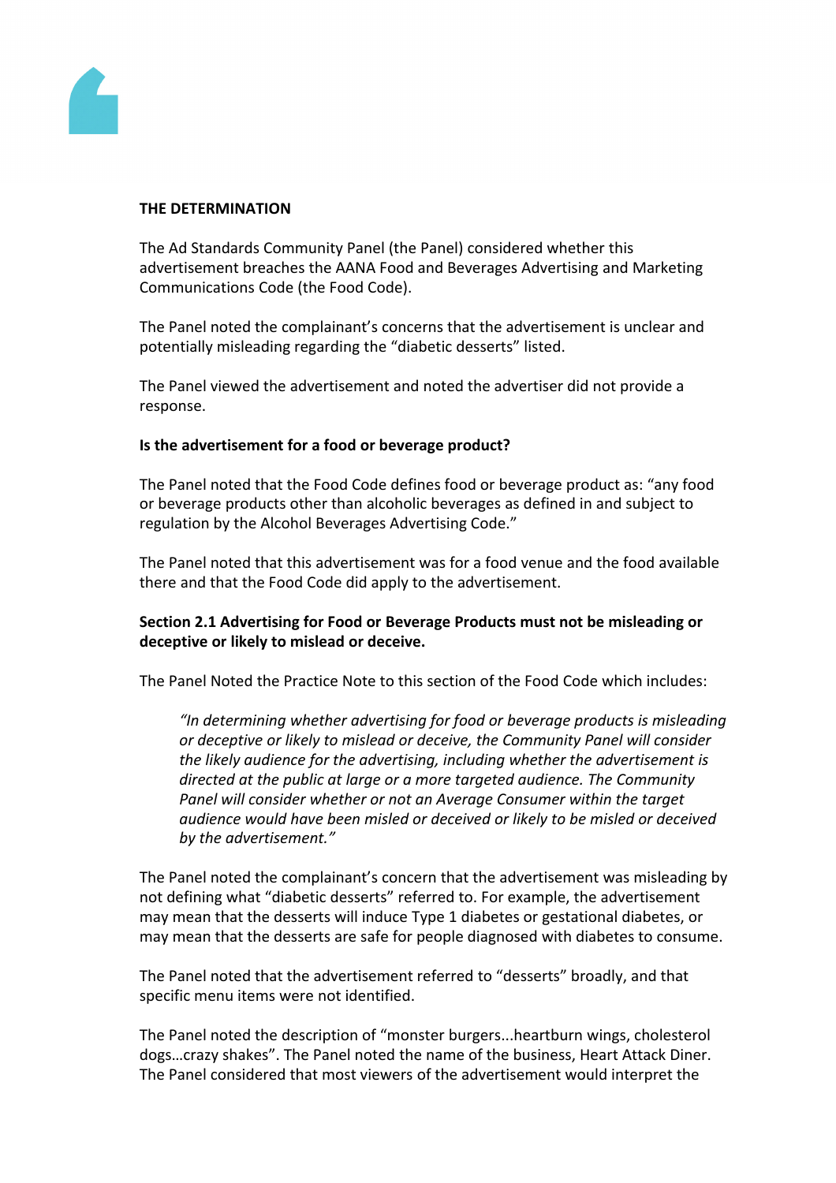**THE DETERMINATION**

The Ad Standards Community Panel (the Panel) considered whether this advertisement breaches the AANA Food and Beverages Advertising and Marketing Communications Code (the Food Code).

The Panel noted the complainant's concerns that the advertisement is unclear and potentially misleading regarding the "diabetic desserts" listed.

The Panel viewed the advertisement and noted the advertiser did not provide a response.

**Is the advertisement for a food or beverage product?**

The Panel noted that the Food Code defines food or beverage product as: "any food or beverage products other than alcoholic beverages as defined in and subject to regulation by the Alcohol Beverages Advertising Code."

The Panel noted that this advertisement was for a food venue and the food available there and that the Food Code did apply to the advertisement.

**Section 2.1 Advertising for Food or Beverage Products must not be misleading or deceptive or likely to mislead or deceive.**

The Panel Noted the Practice Note to this section of the Food Code which includes:

> *"In determining whether advertising for food or beverage products is misleading or deceptive or likely to mislead or deceive, the Community Panel will consider the likely audience for the advertising, including whether the advertisement is directed at the public at large or a more targeted audience. The Community Panel will consider whether or not an Average Consumer within the target audience would have been misled or deceived or likely to be misled or deceived by the advertisement."*

The Panel noted the complainant's concern that the advertisement was misleading by not defining what "diabetic desserts" referred to. For example, the advertisement may mean that the desserts will induce Type 1 diabetes or gestational diabetes, or may mean that the desserts are safe for people diagnosed with diabetes to consume.

The Panel noted that the advertisement referred to "desserts" broadly, and that specific menu items were not identified.

The Panel noted the description of "monster burgers...heartburn wings, cholesterol dogs…crazy shakes". The Panel noted the name of the business, Heart Attack Diner. The Panel considered that most viewers of the advertisement would interpret the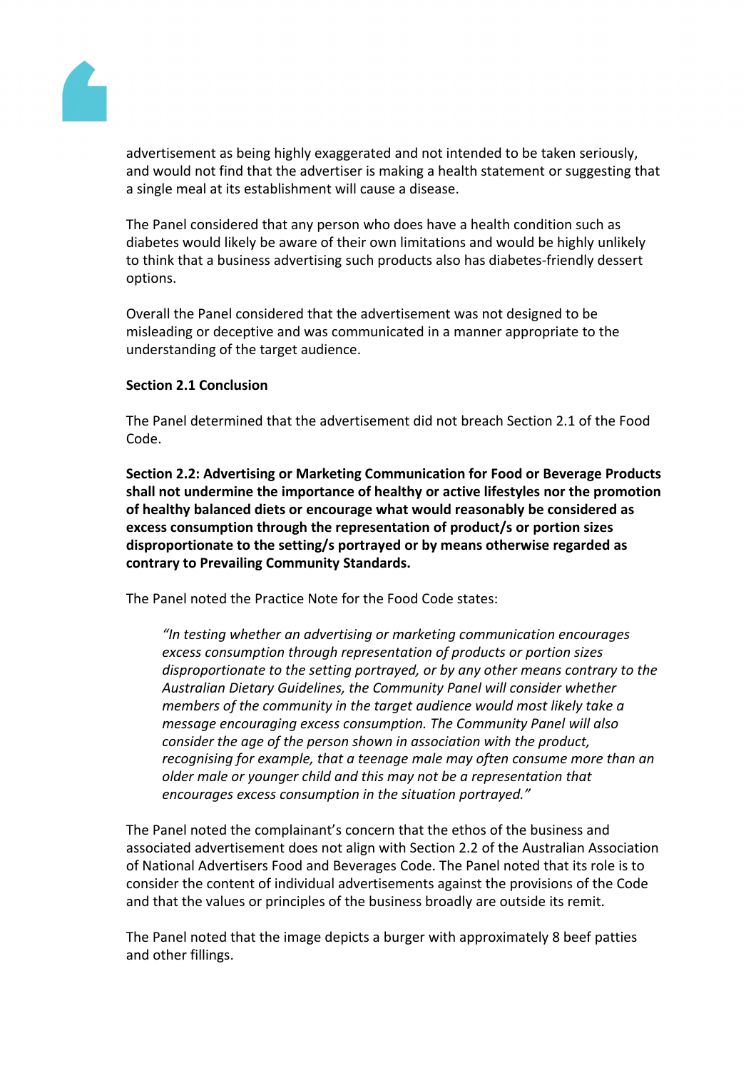advertisement as being highly exaggerated and not intended to be taken seriously, and would not find that the advertiser is making a health statement or suggesting that a single meal at its establishment will cause a disease.

The Panel considered that any person who does have a health condition such as diabetes would likely be aware of their own limitations and would be highly unlikely to think that a business advertising such products also has diabetes-friendly dessert options.

Overall the Panel considered that the advertisement was not designed to be misleading or deceptive and was communicated in a manner appropriate to the understanding of the target audience.

**Section 2.1 Conclusion**

The Panel determined that the advertisement did not breach Section 2.1 of the Food Code.

**Section 2.2: Advertising or Marketing Communication for Food or Beverage Products shall not undermine the importance of healthy or active lifestyles nor the promotion of healthy balanced diets or encourage what would reasonably be considered as excess consumption through the representation of product/s or portion sizes disproportionate to the setting/s portrayed or by means otherwise regarded as contrary to Prevailing Community Standards.**

The Panel noted the Practice Note for the Food Code states:

> *"In testing whether an advertising or marketing communication encourages excess consumption through representation of products or portion sizes disproportionate to the setting portrayed, or by any other means contrary to the Australian Dietary Guidelines, the Community Panel will consider whether members of the community in the target audience would most likely take a message encouraging excess consumption. The Community Panel will also consider the age of the person shown in association with the product, recognising for example, that a teenage male may often consume more than an older male or younger child and this may not be a representation that encourages excess consumption in the situation portrayed."*

The Panel noted the complainant's concern that the ethos of the business and associated advertisement does not align with Section 2.2 of the Australian Association of National Advertisers Food and Beverages Code. The Panel noted that its role is to consider the content of individual advertisements against the provisions of the Code and that the values or principles of the business broadly are outside its remit.

The Panel noted that the image depicts a burger with approximately 8 beef patties and other fillings.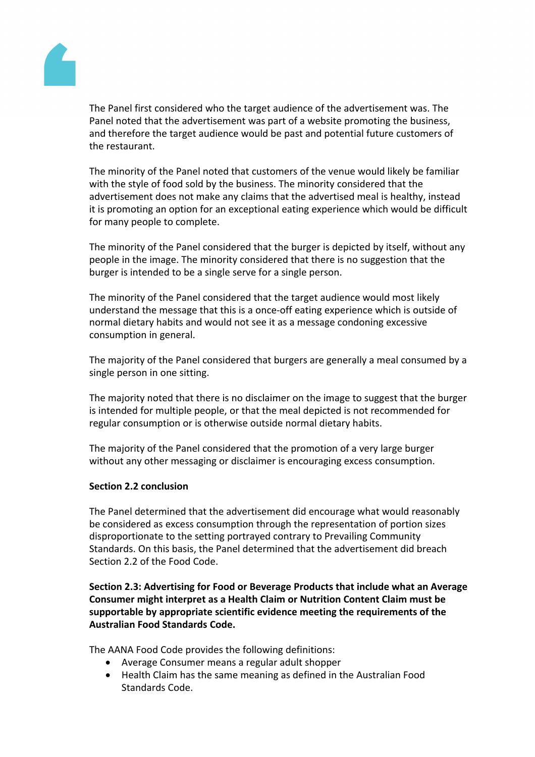The Panel first considered who the target audience of the advertisement was. The Panel noted that the advertisement was part of a website promoting the business, and therefore the target audience would be past and potential future customers of the restaurant.

The minority of the Panel noted that customers of the venue would likely be familiar with the style of food sold by the business. The minority considered that the advertisement does not make any claims that the advertised meal is healthy, instead it is promoting an option for an exceptional eating experience which would be difficult for many people to complete.

The minority of the Panel considered that the burger is depicted by itself, without any people in the image. The minority considered that there is no suggestion that the burger is intended to be a single serve for a single person.

The minority of the Panel considered that the target audience would most likely understand the message that this is a once-off eating experience which is outside of normal dietary habits and would not see it as a message condoning excessive consumption in general.

The majority of the Panel considered that burgers are generally a meal consumed by a single person in one sitting.

The majority noted that there is no disclaimer on the image to suggest that the burger is intended for multiple people, or that the meal depicted is not recommended for regular consumption or is otherwise outside normal dietary habits.

The majority of the Panel considered that the promotion of a very large burger without any other messaging or disclaimer is encouraging excess consumption.

**Section 2.2 conclusion**

The Panel determined that the advertisement did encourage what would reasonably be considered as excess consumption through the representation of portion sizes disproportionate to the setting portrayed contrary to Prevailing Community Standards. On this basis, the Panel determined that the advertisement did breach Section 2.2 of the Food Code.

**Section 2.3: Advertising for Food or Beverage Products that include what an Average Consumer might interpret as a Health Claim or Nutrition Content Claim must be supportable by appropriate scientific evidence meeting the requirements of the Australian Food Standards Code.**

The AANA Food Code provides the following definitions:

- Average Consumer means a regular adult shopper
- Health Claim has the same meaning as defined in the Australian Food Standards Code.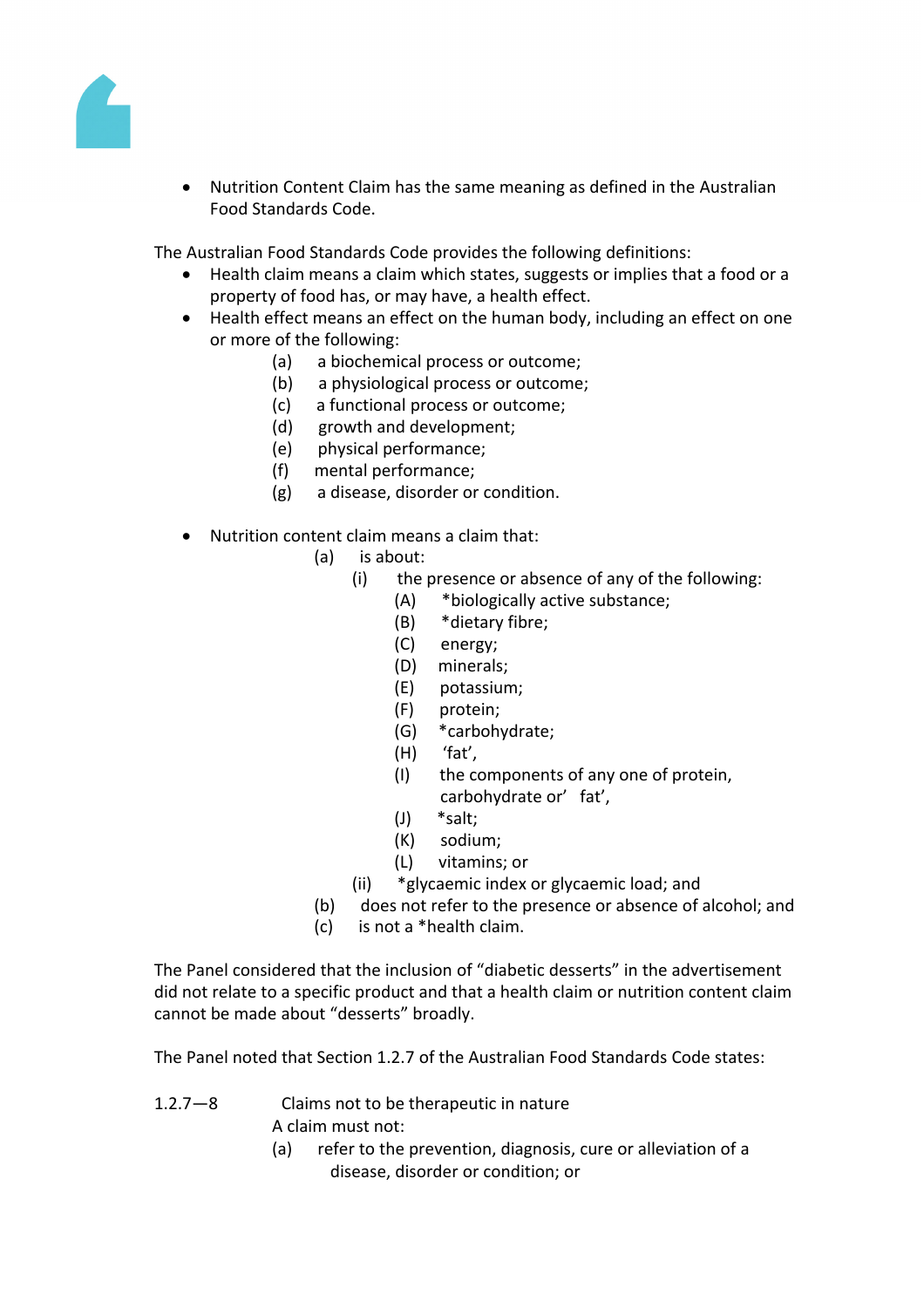- Nutrition Content Claim has the same meaning as defined in the Australian Food Standards Code.

The Australian Food Standards Code provides the following definitions:

- Health claim means a claim which states, suggests or implies that a food or a property of food has, or may have, a health effect.
- Health effect means an effect on the human body, including an effect on one or more of the following:
  - (a) a biochemical process or outcome;
  - (b) a physiological process or outcome;
  - (c) a functional process or outcome;
  - (d) growth and development;
  - (e) physical performance;
  - (f) mental performance;
  - (g) a disease, disorder or condition.

- Nutrition content claim means a claim that:
  - (a) is about:
    - (i) the presence or absence of any of the following:
      - (A) *biologically active substance;
      - (B) *dietary fibre;
      - (C) energy;
      - (D) minerals;
      - (E) potassium;
      - (F) protein;
      - (G) *carbohydrate;
      - (H) 'fat',
      - (I) the components of any one of protein, carbohydrate or' fat',
      - (J) *salt;
      - (K) sodium;
      - (L) vitamins; or
    - (ii) *glycaemic index or glycaemic load; and
  - (b) does not refer to the presence or absence of alcohol; and
  - (c) is not a *health claim.

The Panel considered that the inclusion of "diabetic desserts" in the advertisement did not relate to a specific product and that a health claim or nutrition content claim cannot be made about "desserts" broadly.

The Panel noted that Section 1.2.7 of the Australian Food Standards Code states:

1.2.7—8 Claims not to be therapeutic in nature

A claim must not:

(a) refer to the prevention, diagnosis, cure or alleviation of a disease, disorder or condition; or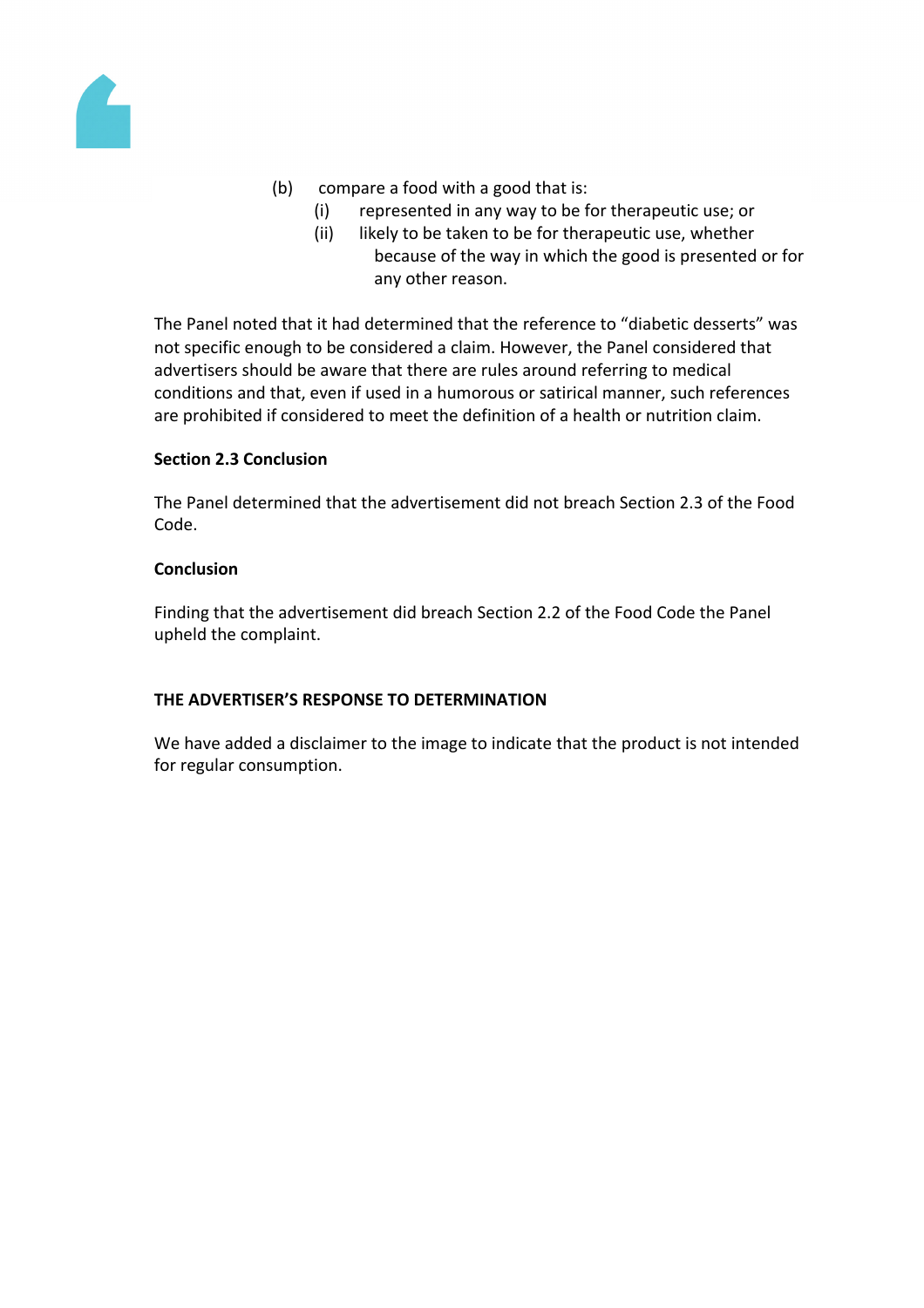(b) compare a food with a good that is:
  (i) represented in any way to be for therapeutic use; or
  (ii) likely to be taken to be for therapeutic use, whether because of the way in which the good is presented or for any other reason.

The Panel noted that it had determined that the reference to "diabetic desserts" was not specific enough to be considered a claim. However, the Panel considered that advertisers should be aware that there are rules around referring to medical conditions and that, even if used in a humorous or satirical manner, such references are prohibited if considered to meet the definition of a health or nutrition claim.

**Section 2.3 Conclusion**

The Panel determined that the advertisement did not breach Section 2.3 of the Food Code.

**Conclusion**

Finding that the advertisement did breach Section 2.2 of the Food Code the Panel upheld the complaint.

**THE ADVERTISER'S RESPONSE TO DETERMINATION**

We have added a disclaimer to the image to indicate that the product is not intended for regular consumption.